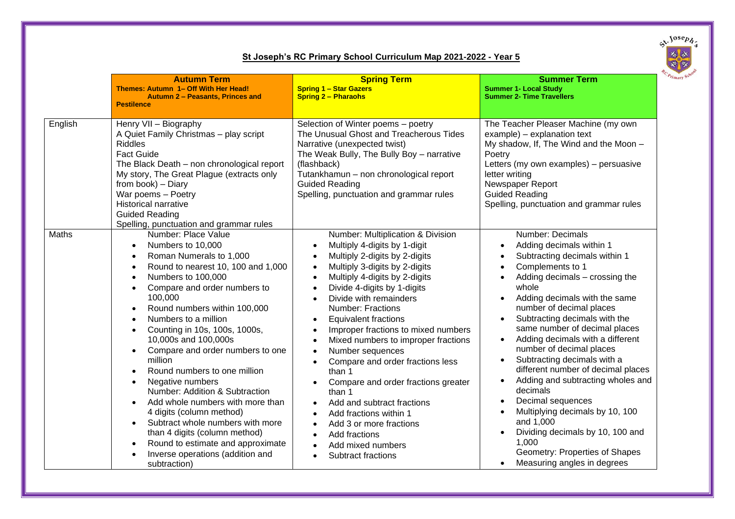## St Joseph's RC Primary School Curriculum Map 2021-2022 - Year 5

| | **Autumn Term**<br>**Themes: Autumn 1– Off With Her Head!**<br>**Autumn 2 – Peasants, Princes and Pestilence** | **Spring Term**<br>**Spring 1 – Star Gazers**<br>**Spring 2 – Pharaohs** | **Summer Term**<br>**Summer 1- Local Study**<br>**Summer 2- Time Travellers** |
|---|---|---|---|
| English | Henry VII – Biography<br>A Quiet Family Christmas – play script<br>Riddles<br>Fact Guide<br>The Black Death – non chronological report<br>My story, The Great Plague (extracts only from book) – Diary<br>War poems – Poetry<br>Historical narrative<br>Guided Reading<br>Spelling, punctuation and grammar rules | Selection of Winter poems – poetry<br>The Unusual Ghost and Treacherous Tides Narrative (unexpected twist)<br>The Weak Bully, The Bully Boy – narrative (flashback)<br>Tutankhamun – non chronological report<br>Guided Reading<br>Spelling, punctuation and grammar rules | The Teacher Pleaser Machine (my own example) – explanation text<br>My shadow, If, The Wind and the Moon – Poetry<br>Letters (my own examples) – persuasive letter writing<br>Newspaper Report<br>Guided Reading<br>Spelling, punctuation and grammar rules |
| Maths | Number: Place Value<br>• Numbers to 10,000<br>• Roman Numerals to 1,000<br>• Round to nearest 10, 100 and 1,000<br>• Numbers to 100,000<br>• Compare and order numbers to 100,000<br>• Round numbers within 100,000<br>• Numbers to a million<br>• Counting in 10s, 100s, 1000s, 10,000s and 100,000s<br>• Compare and order numbers to one million<br>• Round numbers to one million<br>• Negative numbers<br>Number: Addition & Subtraction<br>• Add whole numbers with more than 4 digits (column method)<br>• Subtract whole numbers with more than 4 digits (column method)<br>• Round to estimate and approximate<br>• Inverse operations (addition and subtraction) | Number: Multiplication & Division<br>• Multiply 4-digits by 1-digit<br>• Multiply 2-digits by 2-digits<br>• Multiply 3-digits by 2-digits<br>• Multiply 4-digits by 2-digits<br>• Divide 4-digits by 1-digits<br>• Divide with remainders<br>Number: Fractions<br>• Equivalent fractions<br>• Improper fractions to mixed numbers<br>• Mixed numbers to improper fractions<br>• Number sequences<br>• Compare and order fractions less than 1<br>• Compare and order fractions greater than 1<br>• Add and subtract fractions<br>• Add fractions within 1<br>• Add 3 or more fractions<br>• Add fractions<br>• Add mixed numbers<br>• Subtract fractions | Number: Decimals<br>• Adding decimals within 1<br>• Subtracting decimals within 1<br>• Complements to 1<br>• Adding decimals – crossing the whole<br>• Adding decimals with the same number of decimal places<br>• Subtracting decimals with the same number of decimal places<br>• Adding decimals with a different number of decimal places<br>• Subtracting decimals with a different number of decimal places<br>• Adding and subtracting wholes and decimals<br>• Decimal sequences<br>• Multiplying decimals by 10, 100 and 1,000<br>• Dividing decimals by 10, 100 and 1,000<br>Geometry: Properties of Shapes<br>• Measuring angles in degrees |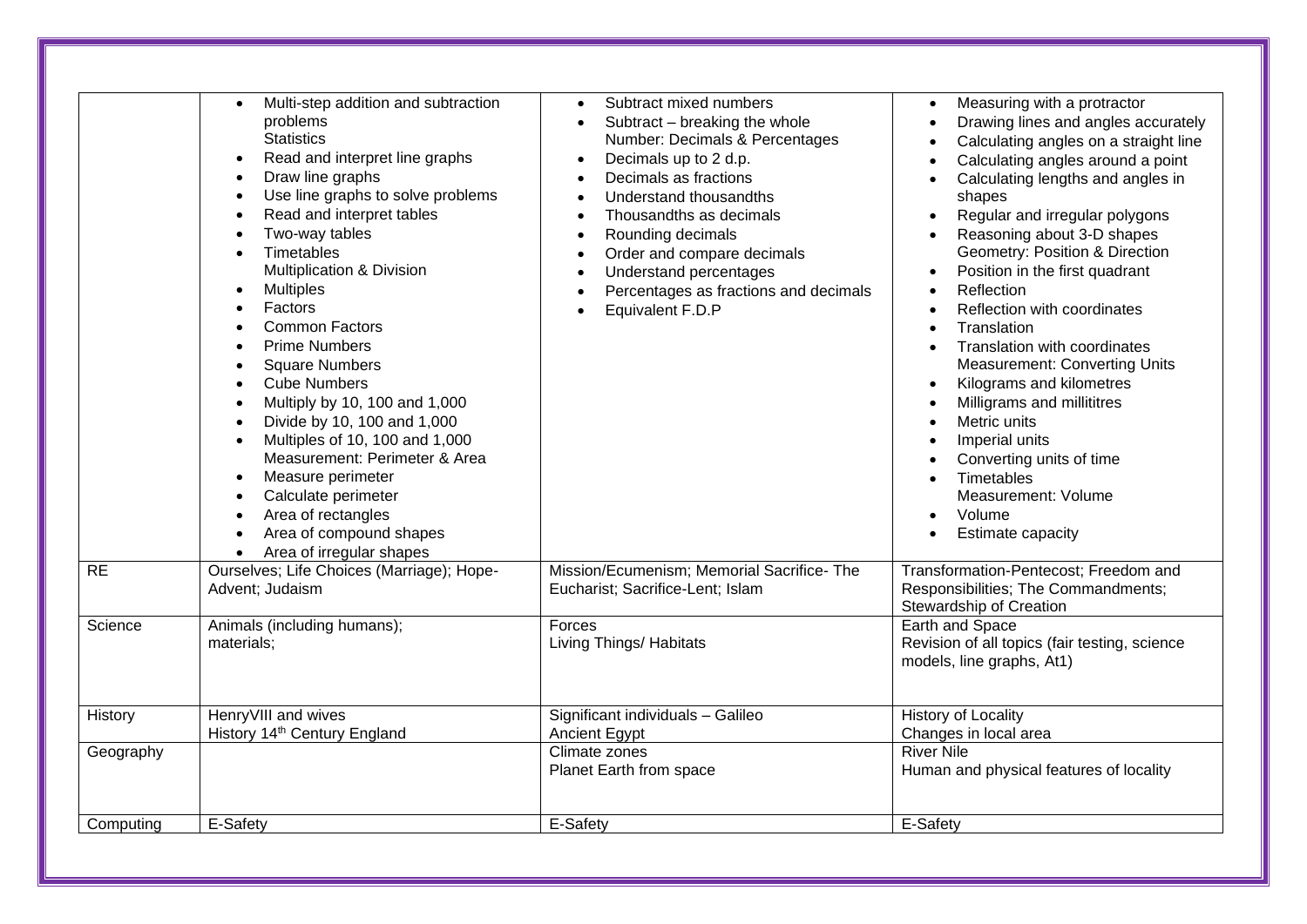| | | | |
|---|---|---|---|
| | • Multi-step addition and subtraction problems<br>Statistics<br>• Read and interpret line graphs<br>• Draw line graphs<br>• Use line graphs to solve problems<br>• Read and interpret tables<br>• Two-way tables<br>• Timetables<br>Multiplication & Division<br>• Multiples<br>• Factors<br>• Common Factors<br>• Prime Numbers<br>• Square Numbers<br>• Cube Numbers<br>• Multiply by 10, 100 and 1,000<br>• Divide by 10, 100 and 1,000<br>• Multiples of 10, 100 and 1,000<br>Measurement: Perimeter & Area<br>• Measure perimeter<br>• Calculate perimeter<br>• Area of rectangles<br>• Area of compound shapes<br>• Area of irregular shapes | • Subtract mixed numbers<br>• Subtract – breaking the whole<br>Number: Decimals & Percentages<br>• Decimals up to 2 d.p.<br>• Decimals as fractions<br>• Understand thousandths<br>• Thousandths as decimals<br>• Rounding decimals<br>• Order and compare decimals<br>• Understand percentages<br>• Percentages as fractions and decimals<br>• Equivalent F.D.P | • Measuring with a protractor<br>• Drawing lines and angles accurately<br>• Calculating angles on a straight line<br>• Calculating angles around a point<br>• Calculating lengths and angles in shapes<br>• Regular and irregular polygons<br>• Reasoning about 3-D shapes<br>Geometry: Position & Direction<br>• Position in the first quadrant<br>• Reflection<br>• Reflection with coordinates<br>• Translation<br>• Translation with coordinates<br>Measurement: Converting Units<br>• Kilograms and kilometres<br>• Milligrams and millititres<br>• Metric units<br>• Imperial units<br>• Converting units of time<br>• Timetables<br>Measurement: Volume<br>• Volume<br>• Estimate capacity |
| RE | Ourselves; Life Choices (Marriage); Hope-Advent; Judaism | Mission/Ecumenism; Memorial Sacrifice- The Eucharist; Sacrifice-Lent; Islam | Transformation-Pentecost; Freedom and Responsibilities; The Commandments; Stewardship of Creation |
| Science | Animals (including humans);<br>materials; | Forces<br>Living Things/ Habitats | Earth and Space<br>Revision of all topics (fair testing, science models, line graphs, At1) |
| History | HenryVIII and wives<br>History 14th Century England | Significant individuals – Galileo<br>Ancient Egypt | History of Locality<br>Changes in local area |
| Geography | | Climate zones<br>Planet Earth from space | River Nile<br>Human and physical features of locality |
| Computing | E-Safety | E-Safety | E-Safety |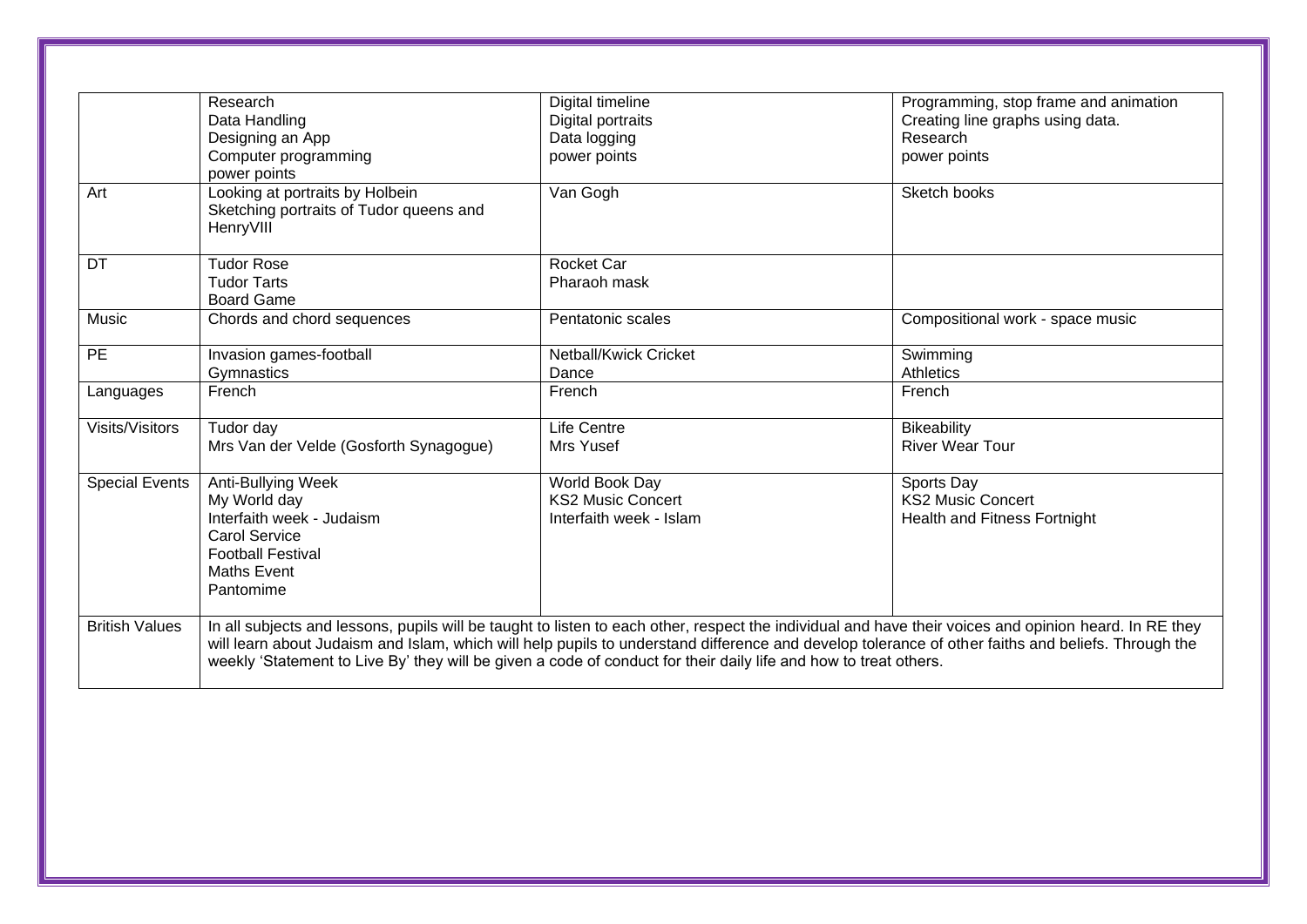| | | | |
|---|---|---|---|
| | Research<br>Data Handling<br>Designing an App<br>Computer programming<br>power points | Digital timeline<br>Digital portraits<br>Data logging<br>power points | Programming, stop frame and animation<br>Creating line graphs using data.<br>Research<br>power points |
| Art | Looking at portraits by Holbein<br>Sketching portraits of Tudor queens and HenryVIII | Van Gogh | Sketch books |
| DT | Tudor Rose<br>Tudor Tarts<br>Board Game | Rocket Car<br>Pharaoh mask | |
| Music | Chords and chord sequences | Pentatonic scales | Compositional work - space music |
| PE | Invasion games-football<br>Gymnastics | Netball/Kwick Cricket<br>Dance | Swimming<br>Athletics |
| Languages | French | French | French |
| Visits/Visitors | Tudor day<br>Mrs Van der Velde (Gosforth Synagogue) | Life Centre<br>Mrs Yusef | Bikeability<br>River Wear Tour |
| Special Events | Anti-Bullying Week<br>My World day<br>Interfaith week - Judaism<br>Carol Service<br>Football Festival<br>Maths Event<br>Pantomime | World Book Day<br>KS2 Music Concert<br>Interfaith week - Islam | Sports Day<br>KS2 Music Concert<br>Health and Fitness Fortnight |
| British Values | In all subjects and lessons, pupils will be taught to listen to each other, respect the individual and have their voices and opinion heard. In RE they will learn about Judaism and Islam, which will help pupils to understand difference and develop tolerance of other faiths and beliefs. Through the weekly 'Statement to Live By' they will be given a code of conduct for their daily life and how to treat others. | | |